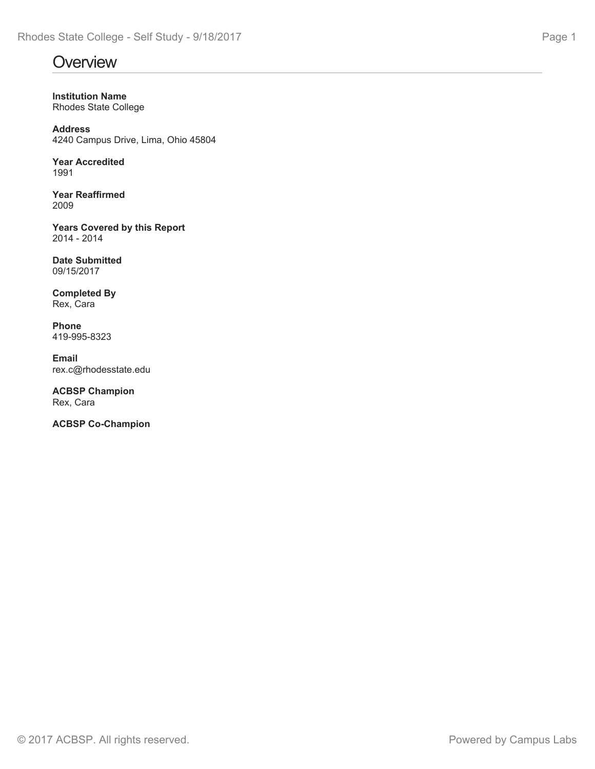# Overview

**Institution Name**
Rhodes State College

**Address**
4240 Campus Drive, Lima, Ohio 45804

**Year Accredited**
1991

**Year Reaffirmed**
2009

**Years Covered by this Report**
2014 - 2014

**Date Submitted**
09/15/2017

**Completed By**
Rex, Cara

**Phone**
419-995-8323

**Email**
rex.c@rhodesstate.edu

**ACBSP Champion**
Rex, Cara

**ACBSP Co-Champion**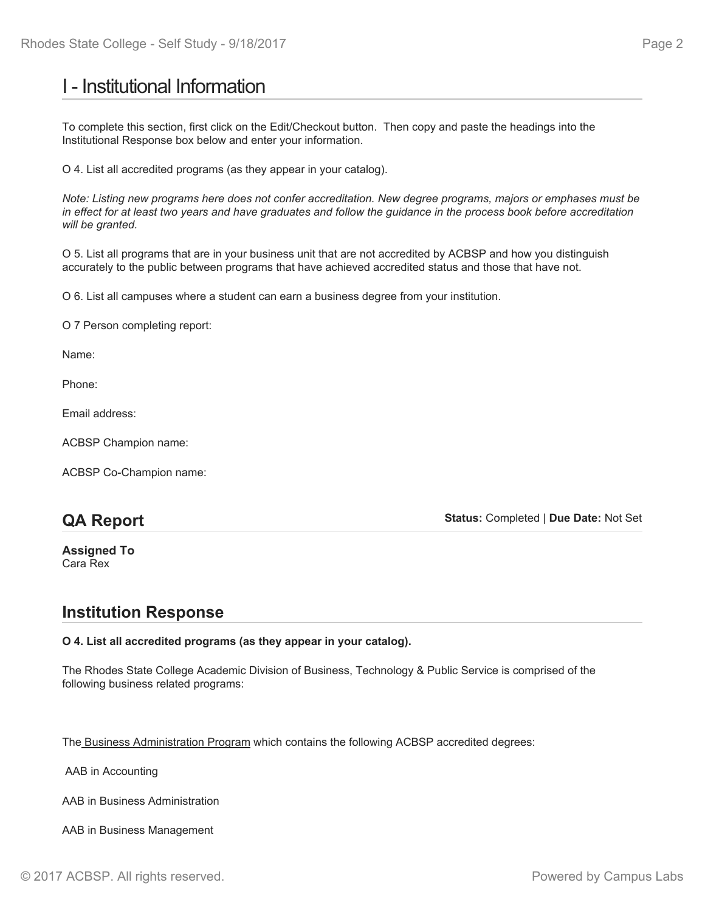# I - Institutional Information

To complete this section, first click on the Edit/Checkout button. Then copy and paste the headings into the Institutional Response box below and enter your information.

O 4. List all accredited programs (as they appear in your catalog).

*Note: Listing new programs here does not confer accreditation. New degree programs, majors or emphases must be in effect for at least two years and have graduates and follow the guidance in the process book before accreditation will be granted.*

O 5. List all programs that are in your business unit that are not accredited by ACBSP and how you distinguish accurately to the public between programs that have achieved accredited status and those that have not.

O 6. List all campuses where a student can earn a business degree from your institution.

O 7 Person completing report:

Name:

Phone:

Email address:

ACBSP Champion name:

ACBSP Co-Champion name:

## QA Report

**Status:** Completed | **Due Date:** Not Set

**Assigned To**
Cara Rex

## Institution Response

**O 4. List all accredited programs (as they appear in your catalog).**

The Rhodes State College Academic Division of Business, Technology & Public Service is comprised of the following business related programs:

The Business Administration Program which contains the following ACBSP accredited degrees:

AAB in Accounting

AAB in Business Administration

AAB in Business Management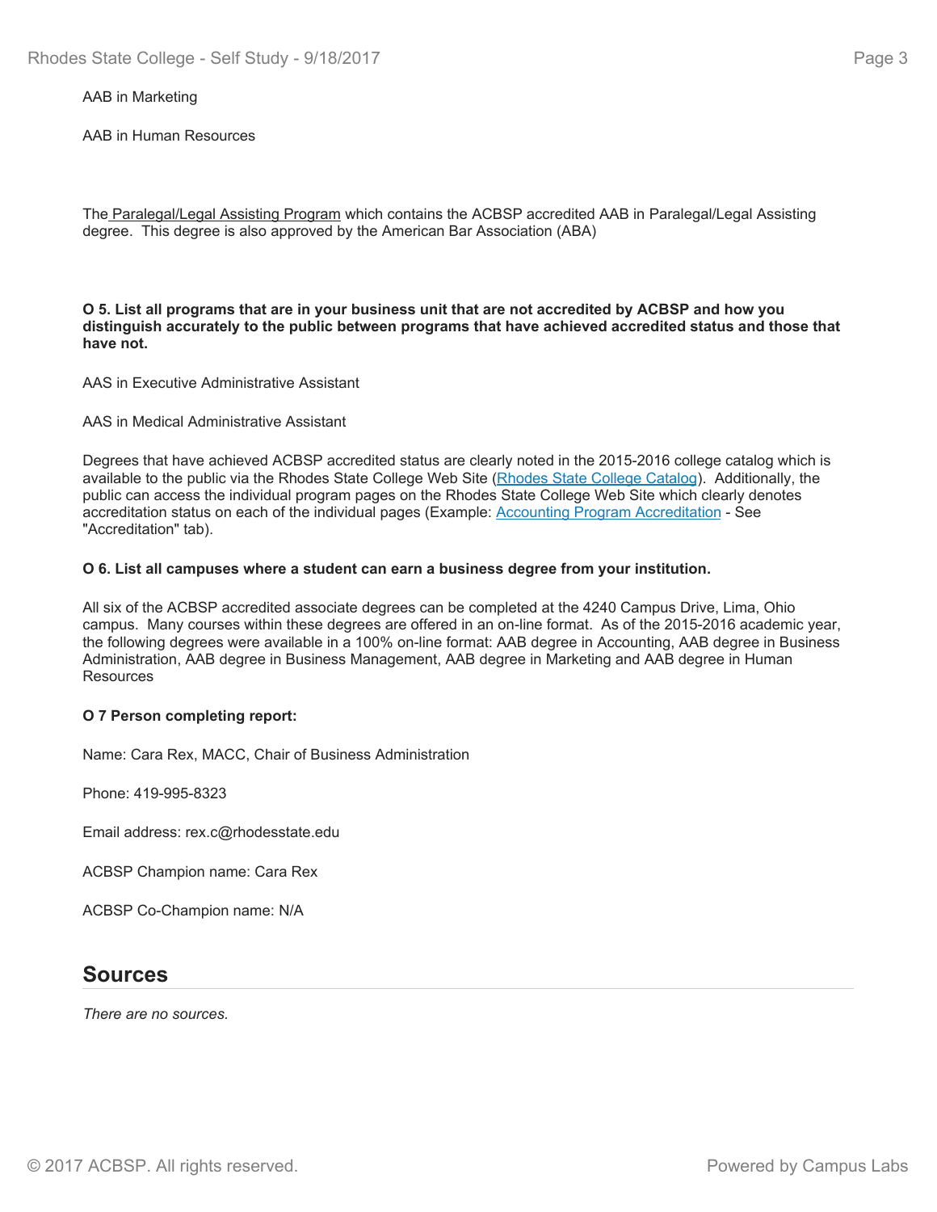AAB in Marketing

AAB in Human Resources

The Paralegal/Legal Assisting Program which contains the ACBSP accredited AAB in Paralegal/Legal Assisting degree. This degree is also approved by the American Bar Association (ABA)

**O 5. List all programs that are in your business unit that are not accredited by ACBSP and how you distinguish accurately to the public between programs that have achieved accredited status and those that have not.**

AAS in Executive Administrative Assistant

AAS in Medical Administrative Assistant

Degrees that have achieved ACBSP accredited status are clearly noted in the 2015-2016 college catalog which is available to the public via the Rhodes State College Web Site (Rhodes State College Catalog). Additionally, the public can access the individual program pages on the Rhodes State College Web Site which clearly denotes accreditation status on each of the individual pages (Example: Accounting Program Accreditation - See "Accreditation" tab).

**O 6. List all campuses where a student can earn a business degree from your institution.**

All six of the ACBSP accredited associate degrees can be completed at the 4240 Campus Drive, Lima, Ohio campus. Many courses within these degrees are offered in an on-line format. As of the 2015-2016 academic year, the following degrees were available in a 100% on-line format: AAB degree in Accounting, AAB degree in Business Administration, AAB degree in Business Management, AAB degree in Marketing and AAB degree in Human Resources

**O 7 Person completing report:**

Name: Cara Rex, MACC, Chair of Business Administration

Phone: 419-995-8323

Email address: rex.c@rhodesstate.edu

ACBSP Champion name: Cara Rex

ACBSP Co-Champion name: N/A

## Sources

*There are no sources.*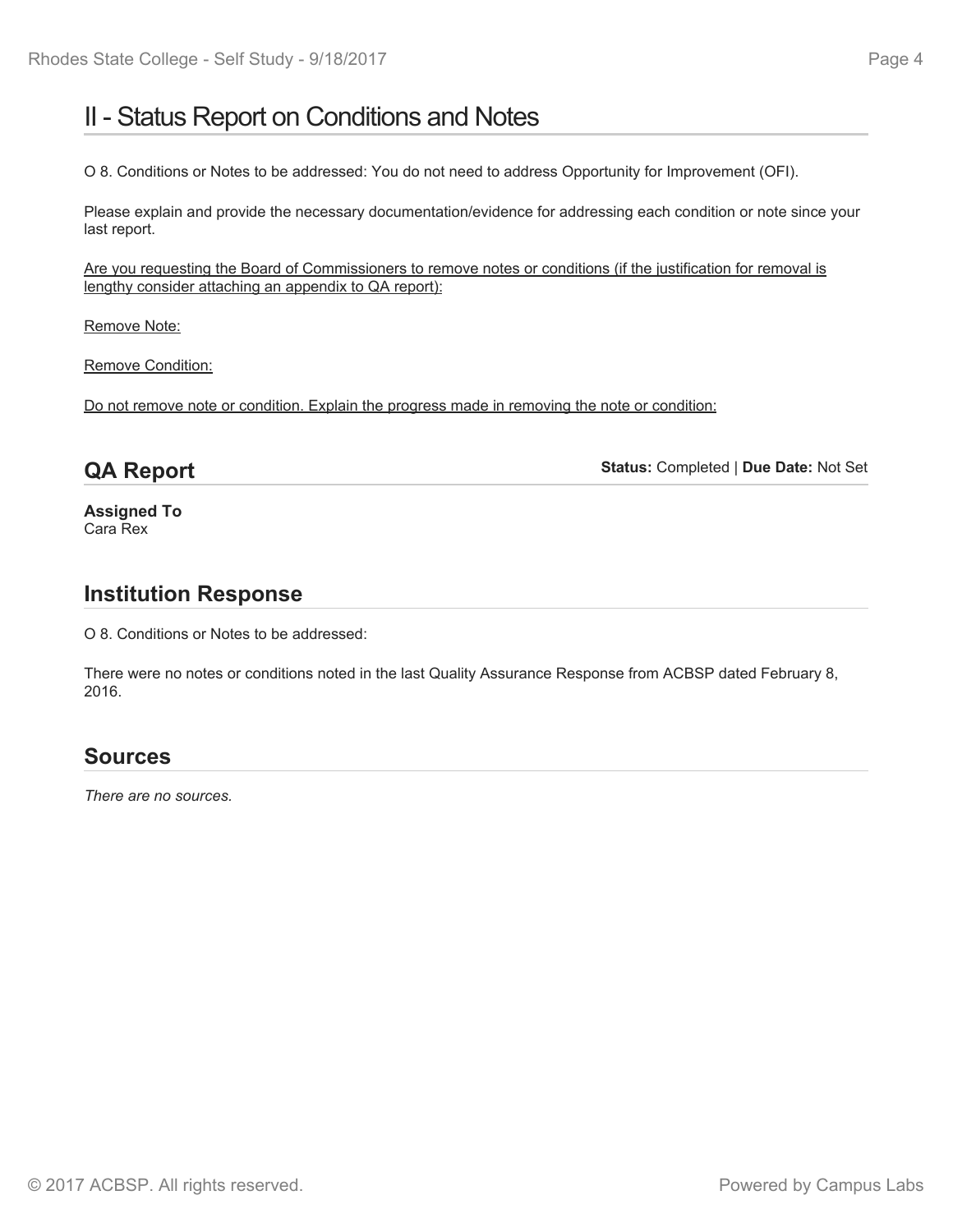# II - Status Report on Conditions and Notes

O 8. Conditions or Notes to be addressed: You do not need to address Opportunity for Improvement (OFI).

Please explain and provide the necessary documentation/evidence for addressing each condition or note since your last report.

<u>Are you requesting the Board of Commissioners to remove notes or conditions (if the justification for removal is lengthy consider attaching an appendix to QA report):</u>

<u>Remove Note:</u>

<u>Remove Condition:</u>

<u>Do not remove note or condition. Explain the progress made in removing the note or condition:</u>

## QA Report

**Status:** Completed | **Due Date:** Not Set

**Assigned To**
Cara Rex

## Institution Response

O 8. Conditions or Notes to be addressed:

There were no notes or conditions noted in the last Quality Assurance Response from ACBSP dated February 8, 2016.

## Sources

*There are no sources.*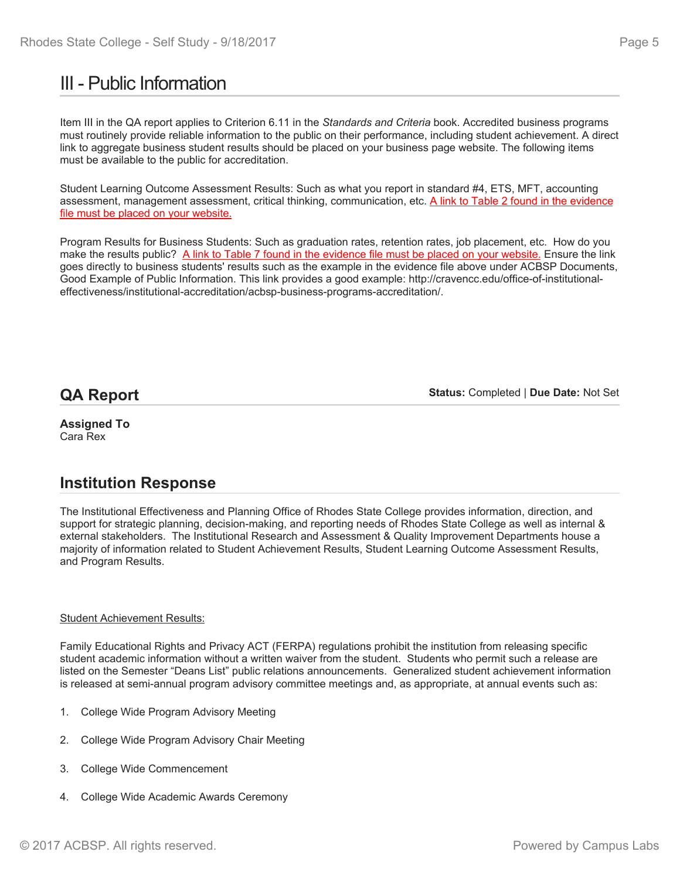# III - Public Information

Item III in the QA report applies to Criterion 6.11 in the *Standards and Criteria* book. Accredited business programs must routinely provide reliable information to the public on their performance, including student achievement. A direct link to aggregate business student results should be placed on your business page website. The following items must be available to the public for accreditation.

Student Learning Outcome Assessment Results: Such as what you report in standard #4, ETS, MFT, accounting assessment, management assessment, critical thinking, communication, etc. A link to Table 2 found in the evidence file must be placed on your website.

Program Results for Business Students: Such as graduation rates, retention rates, job placement, etc. How do you make the results public? A link to Table 7 found in the evidence file must be placed on your website. Ensure the link goes directly to business students' results such as the example in the evidence file above under ACBSP Documents, Good Example of Public Information. This link provides a good example: http://cravencc.edu/office-of-institutional-effectiveness/institutional-accreditation/acbsp-business-programs-accreditation/.

## QA Report

**Status:** Completed | **Due Date:** Not Set

**Assigned To**
Cara Rex

## Institution Response

The Institutional Effectiveness and Planning Office of Rhodes State College provides information, direction, and support for strategic planning, decision-making, and reporting needs of Rhodes State College as well as internal & external stakeholders. The Institutional Research and Assessment & Quality Improvement Departments house a majority of information related to Student Achievement Results, Student Learning Outcome Assessment Results, and Program Results.

<u>Student Achievement Results:</u>

Family Educational Rights and Privacy ACT (FERPA) regulations prohibit the institution from releasing specific student academic information without a written waiver from the student. Students who permit such a release are listed on the Semester "Deans List" public relations announcements. Generalized student achievement information is released at semi-annual program advisory committee meetings and, as appropriate, at annual events such as:

1. College Wide Program Advisory Meeting
2. College Wide Program Advisory Chair Meeting
3. College Wide Commencement
4. College Wide Academic Awards Ceremony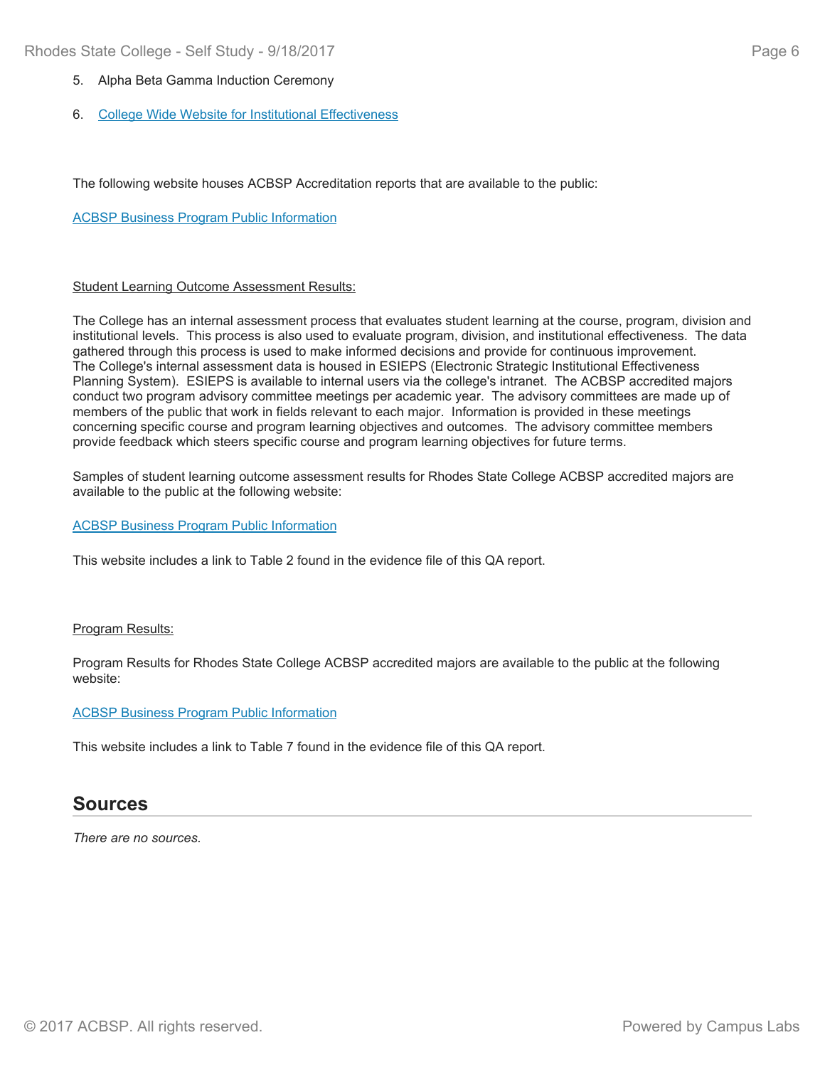5. Alpha Beta Gamma Induction Ceremony

6. College Wide Website for Institutional Effectiveness

The following website houses ACBSP Accreditation reports that are available to the public:

ACBSP Business Program Public Information

Student Learning Outcome Assessment Results:

The College has an internal assessment process that evaluates student learning at the course, program, division and institutional levels. This process is also used to evaluate program, division, and institutional effectiveness. The data gathered through this process is used to make informed decisions and provide for continuous improvement. The College's internal assessment data is housed in ESIEPS (Electronic Strategic Institutional Effectiveness Planning System). ESIEPS is available to internal users via the college's intranet. The ACBSP accredited majors conduct two program advisory committee meetings per academic year. The advisory committees are made up of members of the public that work in fields relevant to each major. Information is provided in these meetings concerning specific course and program learning objectives and outcomes. The advisory committee members provide feedback which steers specific course and program learning objectives for future terms.

Samples of student learning outcome assessment results for Rhodes State College ACBSP accredited majors are available to the public at the following website:

ACBSP Business Program Public Information

This website includes a link to Table 2 found in the evidence file of this QA report.

Program Results:

Program Results for Rhodes State College ACBSP accredited majors are available to the public at the following website:

ACBSP Business Program Public Information

This website includes a link to Table 7 found in the evidence file of this QA report.

## Sources

*There are no sources.*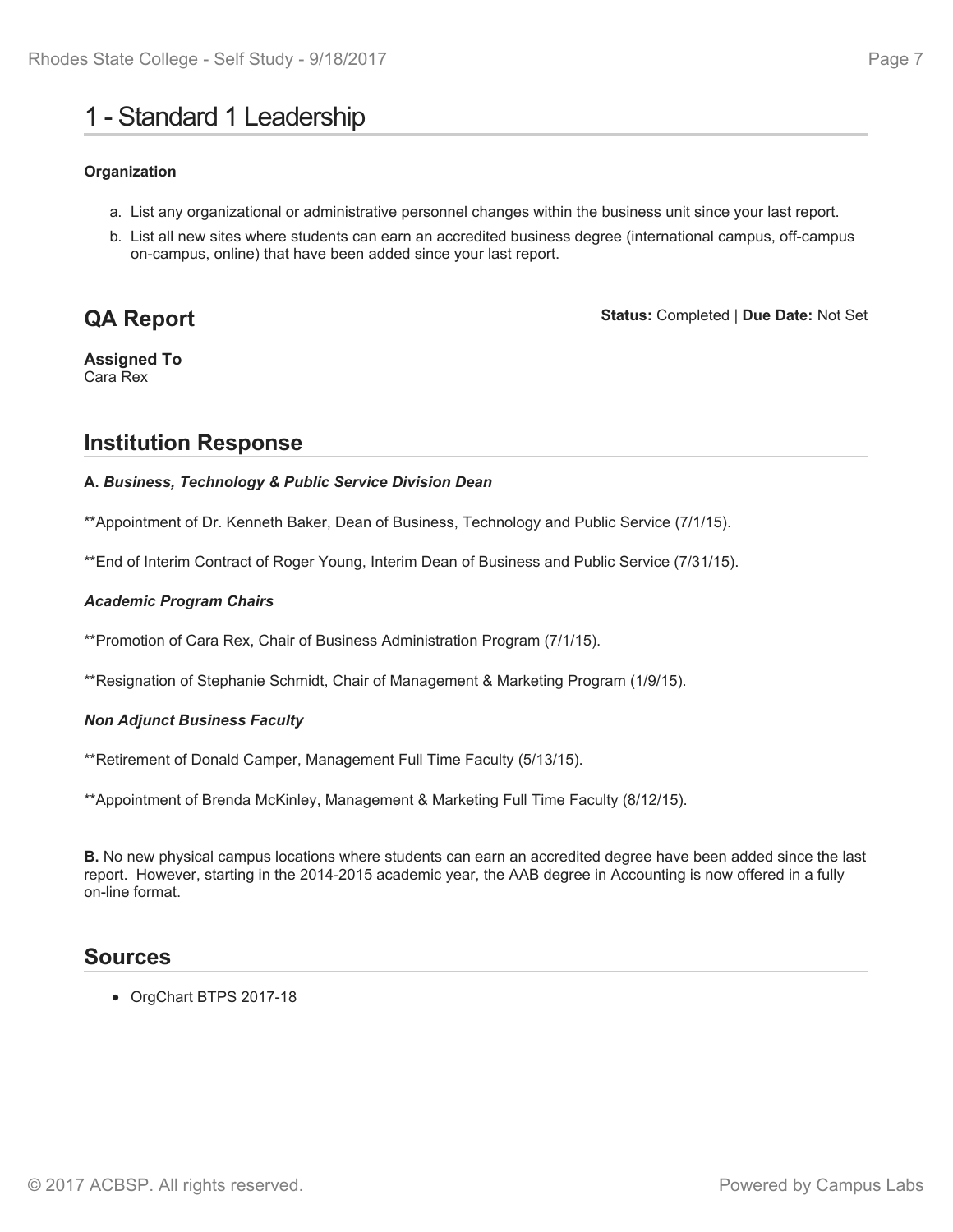# 1 - Standard 1 Leadership

**Organization**

a. List any organizational or administrative personnel changes within the business unit since your last report.
b. List all new sites where students can earn an accredited business degree (international campus, off-campus on-campus, online) that have been added since your last report.

## QA Report

**Status:** Completed | **Due Date:** Not Set

**Assigned To**
Cara Rex

## Institution Response

**A.** ***Business, Technology & Public Service Division Dean***

**Appointment of Dr. Kenneth Baker, Dean of Business, Technology and Public Service (7/1/15).

**End of Interim Contract of Roger Young, Interim Dean of Business and Public Service (7/31/15).

***Academic Program Chairs***

**Promotion of Cara Rex, Chair of Business Administration Program (7/1/15).

**Resignation of Stephanie Schmidt, Chair of Management & Marketing Program (1/9/15).

***Non Adjunct Business Faculty***

**Retirement of Donald Camper, Management Full Time Faculty (5/13/15).

**Appointment of Brenda McKinley, Management & Marketing Full Time Faculty (8/12/15).

**B.** No new physical campus locations where students can earn an accredited degree have been added since the last report. However, starting in the 2014-2015 academic year, the AAB degree in Accounting is now offered in a fully on-line format.

## Sources

- OrgChart BTPS 2017-18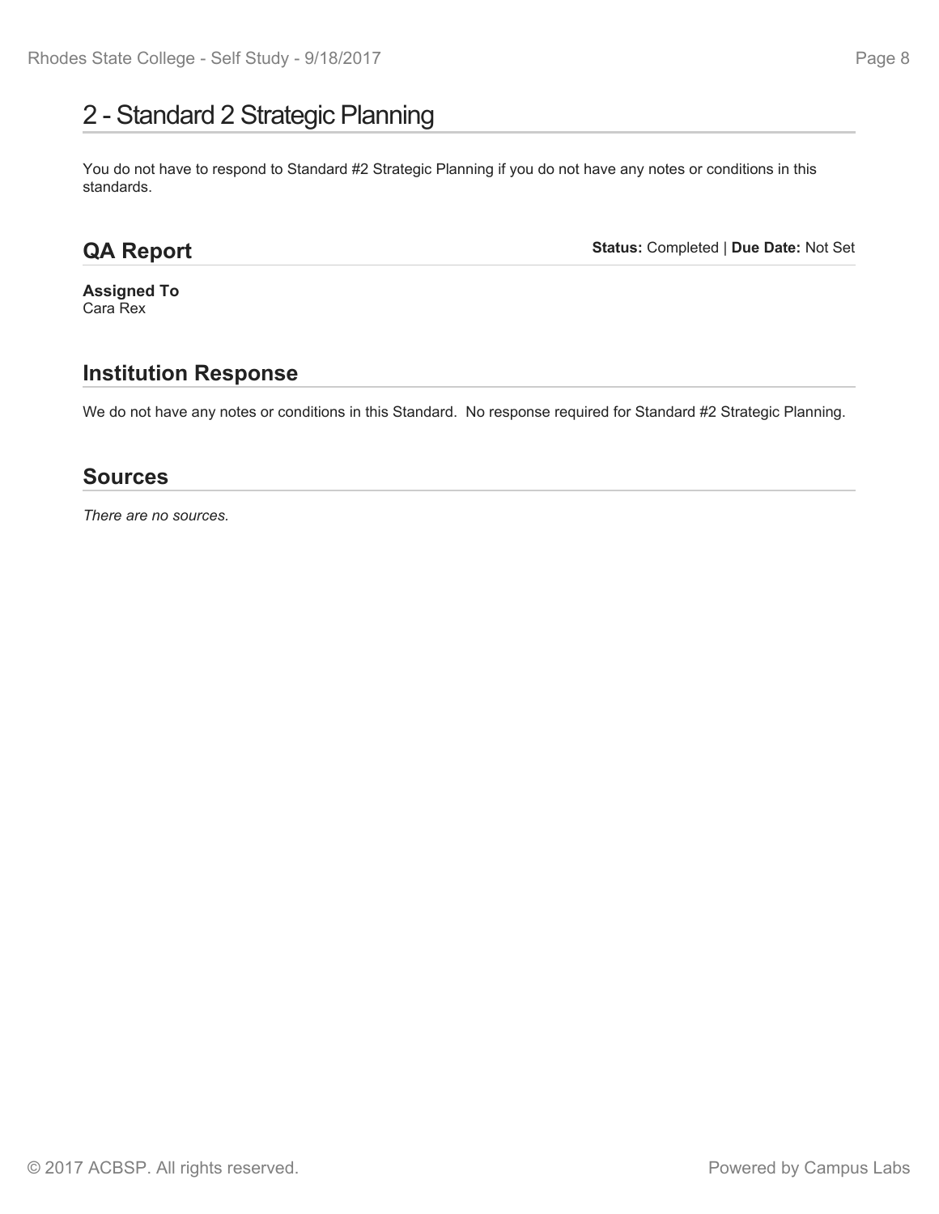# 2 - Standard 2 Strategic Planning

You do not have to respond to Standard #2 Strategic Planning if you do not have any notes or conditions in this standards.

## QA Report

**Status:** Completed | **Due Date:** Not Set

**Assigned To**
Cara Rex

## Institution Response

We do not have any notes or conditions in this Standard. No response required for Standard #2 Strategic Planning.

## Sources

*There are no sources.*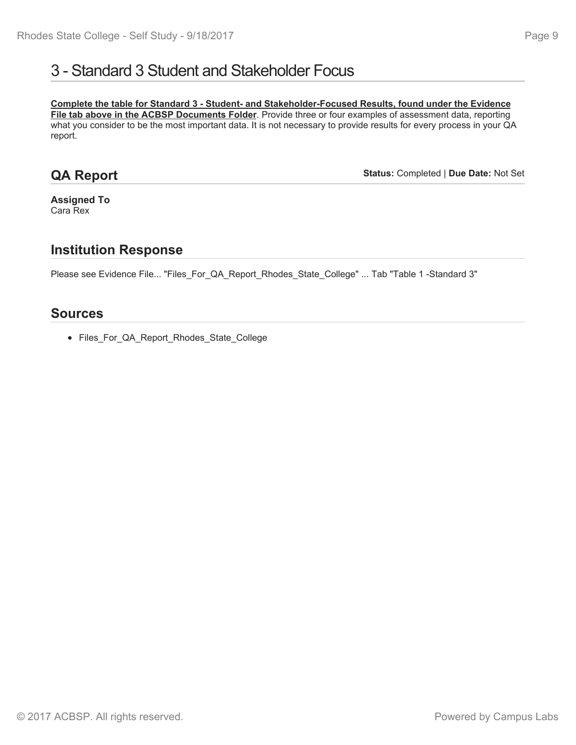# 3 - Standard 3 Student and Stakeholder Focus

**Complete the table for Standard 3 - Student- and Stakeholder-Focused Results, found under the Evidence File tab above in the ACBSP Documents Folder**. Provide three or four examples of assessment data, reporting what you consider to be the most important data. It is not necessary to provide results for every process in your QA report.

## QA Report

**Status:** Completed | **Due Date:** Not Set

**Assigned To**
Cara Rex

## Institution Response

Please see Evidence File... "Files_For_QA_Report_Rhodes_State_College" ... Tab "Table 1 -Standard 3"

## Sources

- Files_For_QA_Report_Rhodes_State_College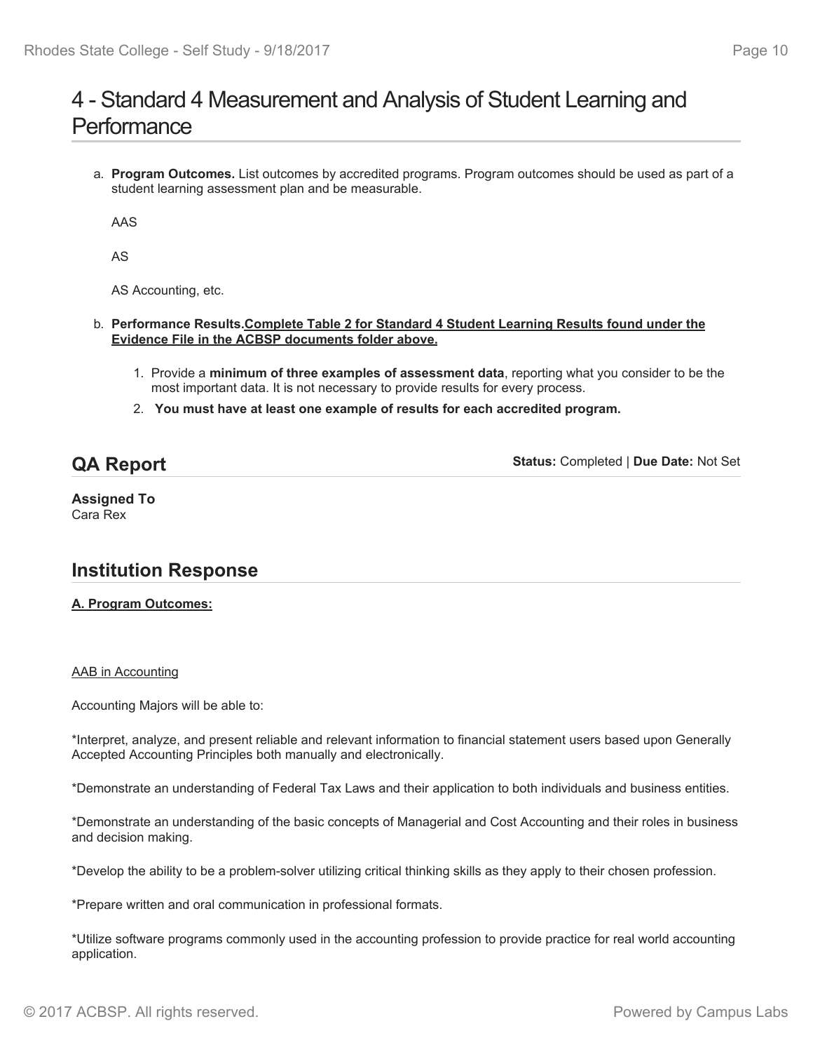# 4 - Standard 4 Measurement and Analysis of Student Learning and Performance

a. **Program Outcomes.** List outcomes by accredited programs. Program outcomes should be used as part of a student learning assessment plan and be measurable.

   AAS

   AS

   AS Accounting, etc.

b. **Performance Results.** **Complete Table 2 for Standard 4 Student Learning Results found under the Evidence File in the ACBSP documents folder above.**

   1. Provide a **minimum of three examples of assessment data**, reporting what you consider to be the most important data. It is not necessary to provide results for every process.
   2. **You must have at least one example of results for each accredited program.**

## QA Report

**Status:** Completed | **Due Date:** Not Set

**Assigned To**
Cara Rex

## Institution Response

**A. Program Outcomes:**

AAB in Accounting

Accounting Majors will be able to:

*Interpret, analyze, and present reliable and relevant information to financial statement users based upon Generally Accepted Accounting Principles both manually and electronically.

*Demonstrate an understanding of Federal Tax Laws and their application to both individuals and business entities.

*Demonstrate an understanding of the basic concepts of Managerial and Cost Accounting and their roles in business and decision making.

*Develop the ability to be a problem-solver utilizing critical thinking skills as they apply to their chosen profession.

*Prepare written and oral communication in professional formats.

*Utilize software programs commonly used in the accounting profession to provide practice for real world accounting application.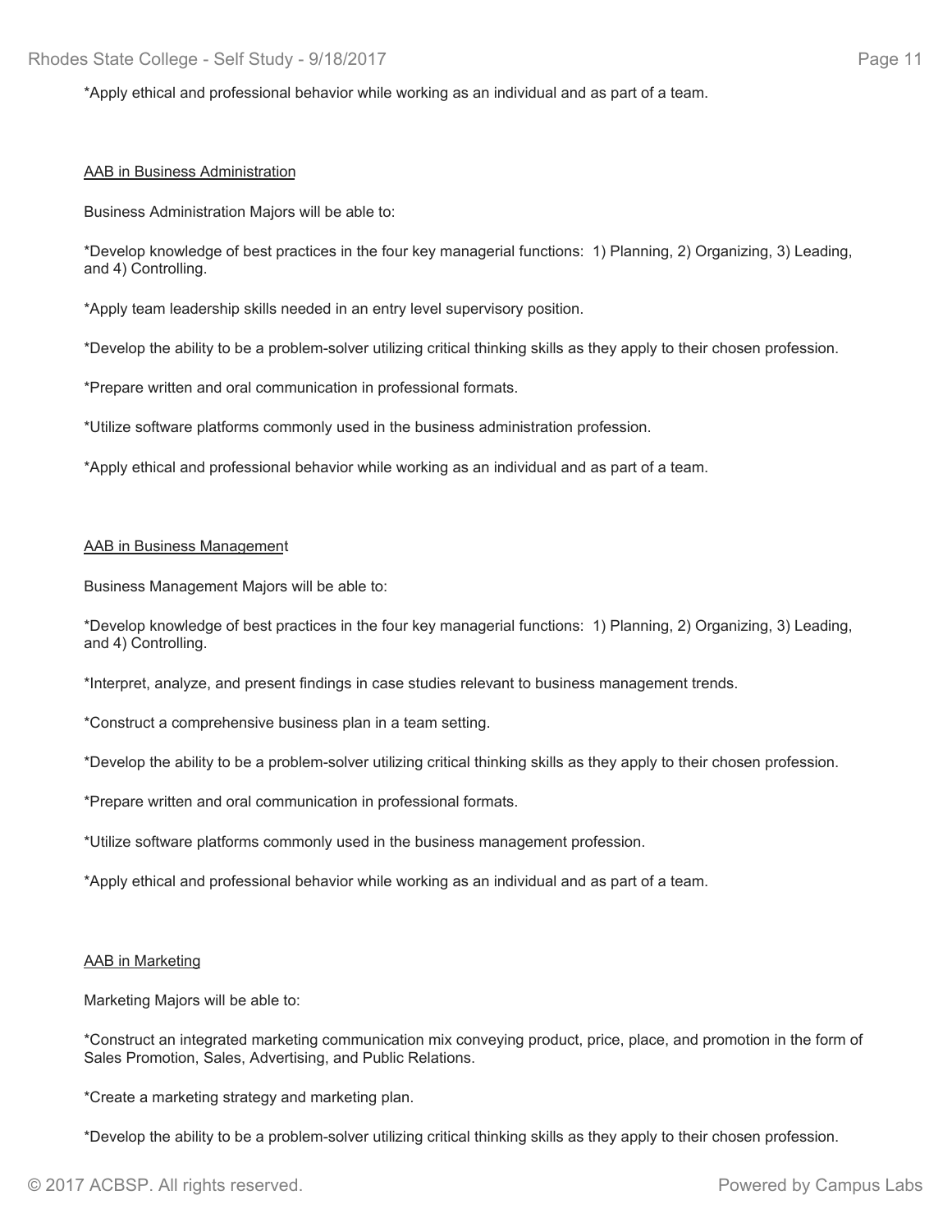*Apply ethical and professional behavior while working as an individual and as part of a team.

AAB in Business Administration

Business Administration Majors will be able to:

*Develop knowledge of best practices in the four key managerial functions:  1) Planning, 2) Organizing, 3) Leading, and 4) Controlling.

*Apply team leadership skills needed in an entry level supervisory position.

*Develop the ability to be a problem-solver utilizing critical thinking skills as they apply to their chosen profession.

*Prepare written and oral communication in professional formats.

*Utilize software platforms commonly used in the business administration profession.

*Apply ethical and professional behavior while working as an individual and as part of a team.

AAB in Business Management

Business Management Majors will be able to:

*Develop knowledge of best practices in the four key managerial functions:  1) Planning, 2) Organizing, 3) Leading, and 4) Controlling.

*Interpret, analyze, and present findings in case studies relevant to business management trends.

*Construct a comprehensive business plan in a team setting.

*Develop the ability to be a problem-solver utilizing critical thinking skills as they apply to their chosen profession.

*Prepare written and oral communication in professional formats.

*Utilize software platforms commonly used in the business management profession.

*Apply ethical and professional behavior while working as an individual and as part of a team.

AAB in Marketing

Marketing Majors will be able to:

*Construct an integrated marketing communication mix conveying product, price, place, and promotion in the form of Sales Promotion, Sales, Advertising, and Public Relations.

*Create a marketing strategy and marketing plan.

*Develop the ability to be a problem-solver utilizing critical thinking skills as they apply to their chosen profession.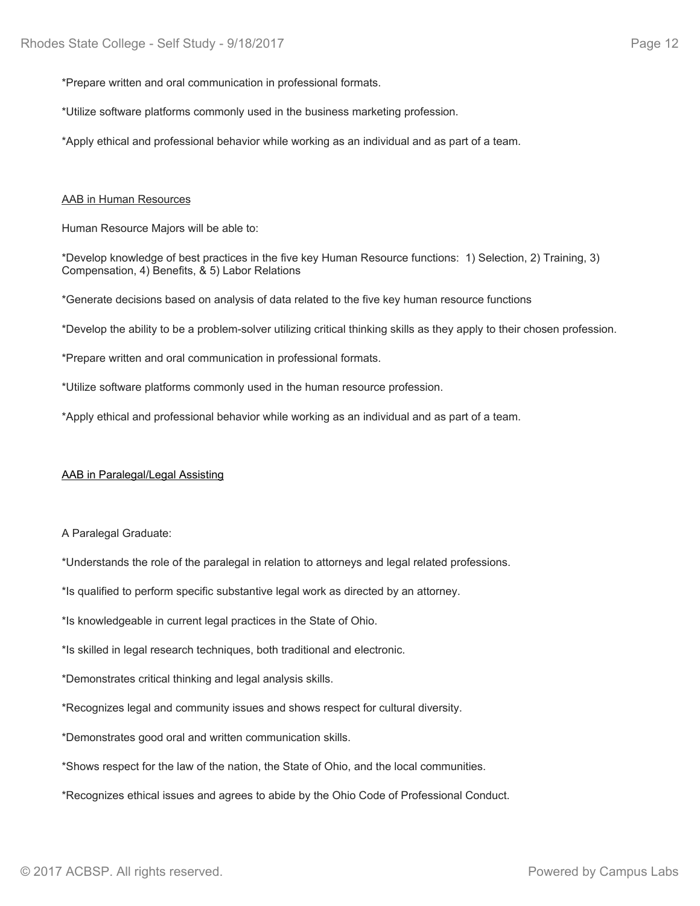*Prepare written and oral communication in professional formats.

*Utilize software platforms commonly used in the business marketing profession.

*Apply ethical and professional behavior while working as an individual and as part of a team.

<u>AAB in Human Resources</u>

Human Resource Majors will be able to:

*Develop knowledge of best practices in the five key Human Resource functions: 1) Selection, 2) Training, 3) Compensation, 4) Benefits, & 5) Labor Relations

*Generate decisions based on analysis of data related to the five key human resource functions

*Develop the ability to be a problem-solver utilizing critical thinking skills as they apply to their chosen profession.

*Prepare written and oral communication in professional formats.

*Utilize software platforms commonly used in the human resource profession.

*Apply ethical and professional behavior while working as an individual and as part of a team.

<u>AAB in Paralegal/Legal Assisting</u>

A Paralegal Graduate:

*Understands the role of the paralegal in relation to attorneys and legal related professions.

*Is qualified to perform specific substantive legal work as directed by an attorney.

*Is knowledgeable in current legal practices in the State of Ohio.

*Is skilled in legal research techniques, both traditional and electronic.

*Demonstrates critical thinking and legal analysis skills.

*Recognizes legal and community issues and shows respect for cultural diversity.

*Demonstrates good oral and written communication skills.

*Shows respect for the law of the nation, the State of Ohio, and the local communities.

*Recognizes ethical issues and agrees to abide by the Ohio Code of Professional Conduct.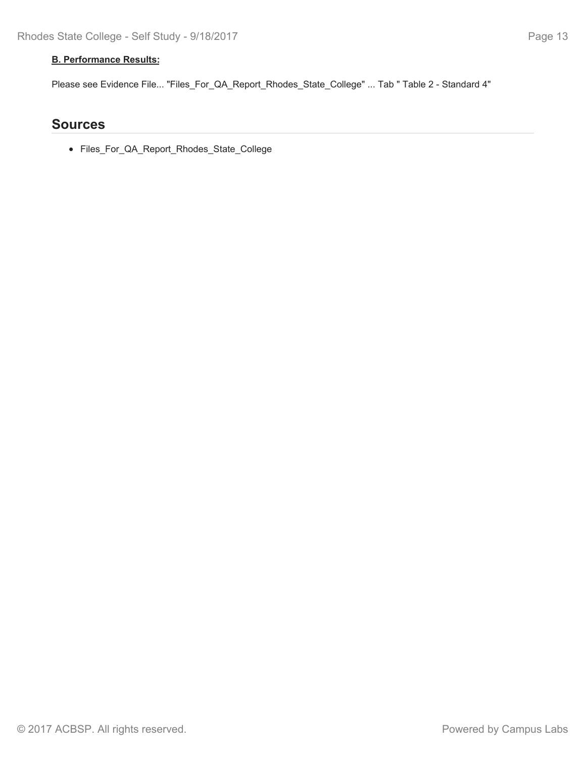**B. Performance Results:**

Please see Evidence File... "Files_For_QA_Report_Rhodes_State_College" ... Tab " Table 2 - Standard 4"

## Sources

- Files_For_QA_Report_Rhodes_State_College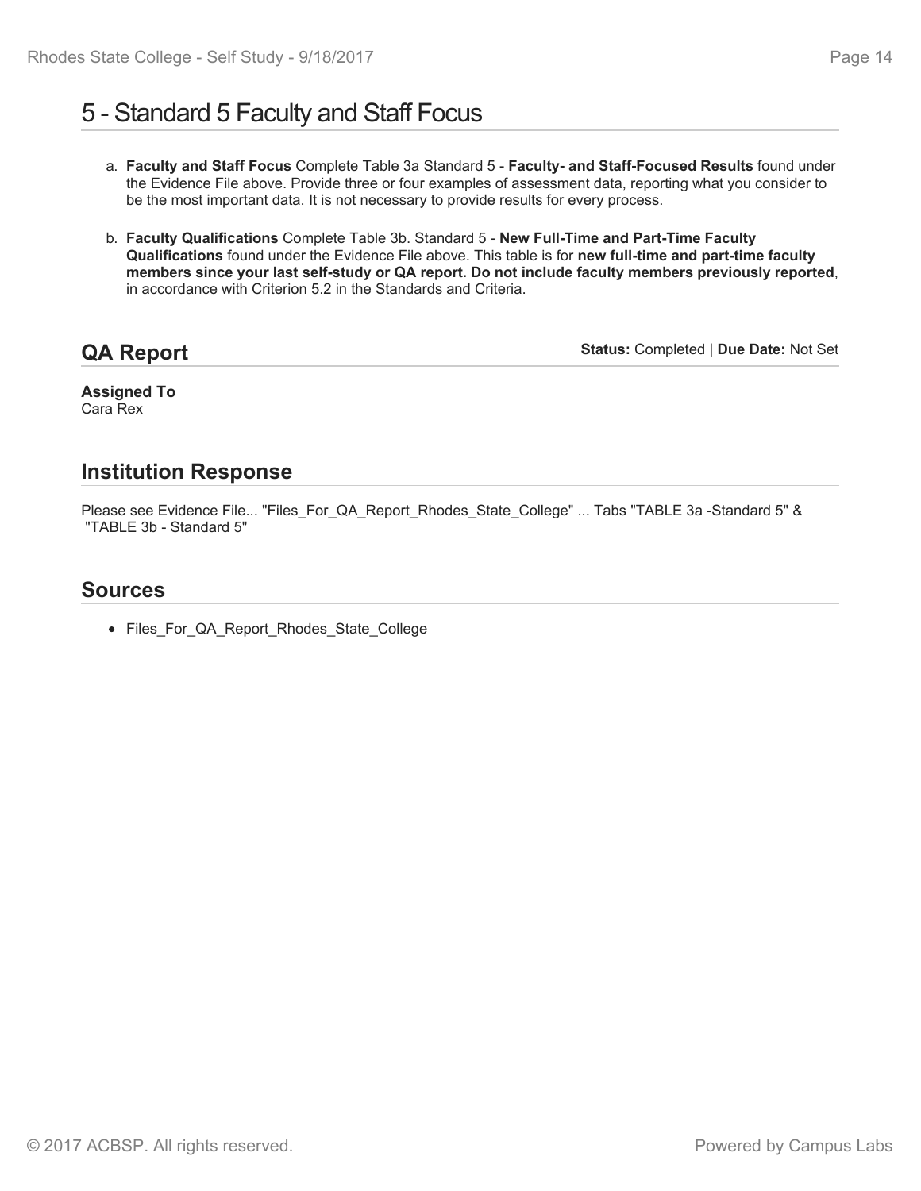# 5 - Standard 5 Faculty and Staff Focus

a. **Faculty and Staff Focus** Complete Table 3a Standard 5 - **Faculty- and Staff-Focused Results** found under the Evidence File above. Provide three or four examples of assessment data, reporting what you consider to be the most important data. It is not necessary to provide results for every process.

b. **Faculty Qualifications** Complete Table 3b. Standard 5 - **New Full-Time and Part-Time Faculty Qualifications** found under the Evidence File above. This table is for **new full-time and part-time faculty members since your last self-study or QA report. Do not include faculty members previously reported**, in accordance with Criterion 5.2 in the Standards and Criteria.

## QA Report

**Status:** Completed | **Due Date:** Not Set

**Assigned To**
Cara Rex

## Institution Response

Please see Evidence File... "Files_For_QA_Report_Rhodes_State_College" ... Tabs "TABLE 3a -Standard 5" & "TABLE 3b - Standard 5"

## Sources

- Files_For_QA_Report_Rhodes_State_College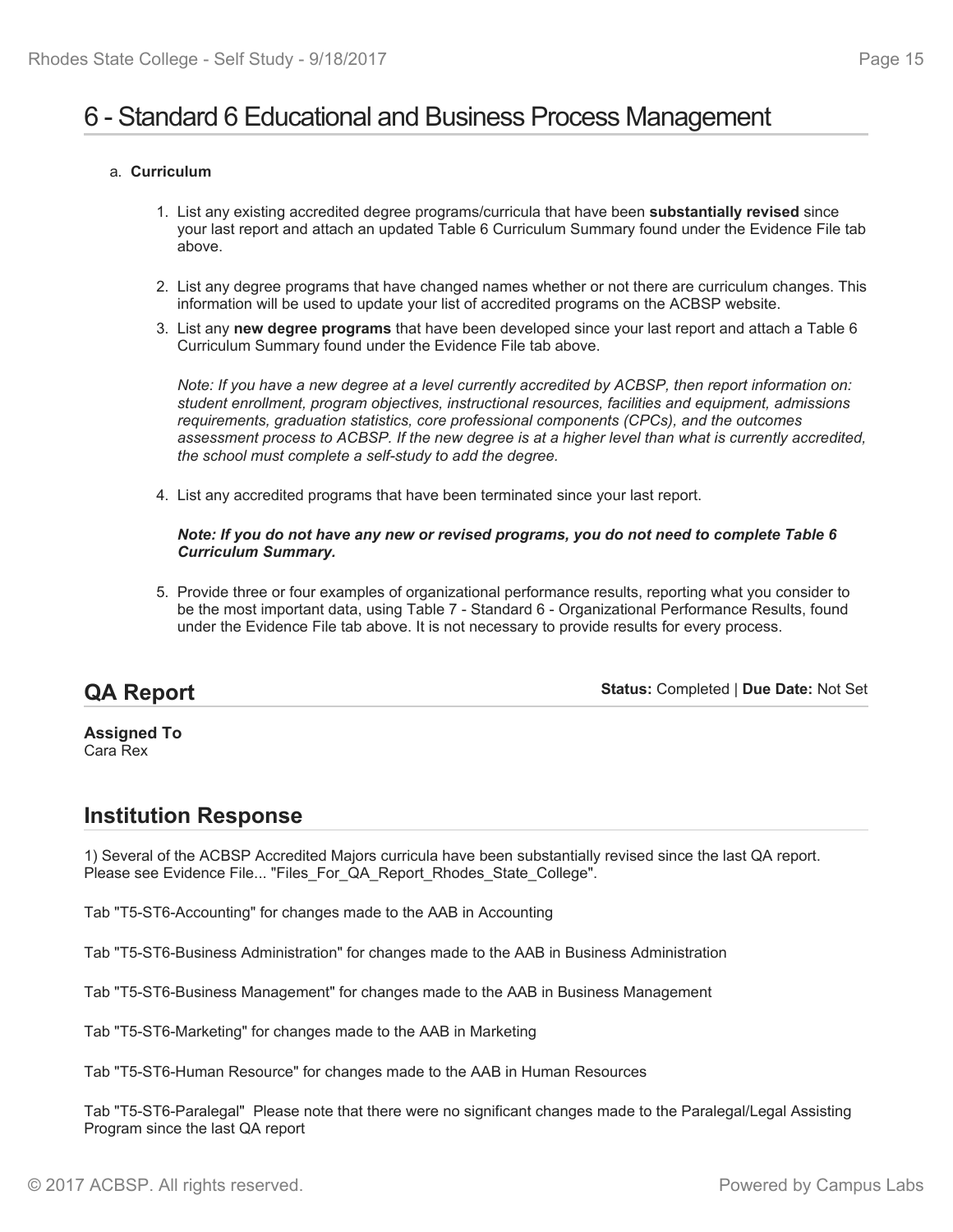# 6 - Standard 6 Educational and Business Process Management

a. **Curriculum**

1. List any existing accredited degree programs/curricula that have been **substantially revised** since your last report and attach an updated Table 6 Curriculum Summary found under the Evidence File tab above.
2. List any degree programs that have changed names whether or not there are curriculum changes. This information will be used to update your list of accredited programs on the ACBSP website.
3. List any **new degree programs** that have been developed since your last report and attach a Table 6 Curriculum Summary found under the Evidence File tab above.

   *Note: If you have a new degree at a level currently accredited by ACBSP, then report information on: student enrollment, program objectives, instructional resources, facilities and equipment, admissions requirements, graduation statistics, core professional components (CPCs), and the outcomes assessment process to ACBSP. If the new degree is at a higher level than what is currently accredited, the school must complete a self-study to add the degree.*

4. List any accredited programs that have been terminated since your last report.

   ***Note: If you do not have any new or revised programs, you do not need to complete Table 6 Curriculum Summary.***

5. Provide three or four examples of organizational performance results, reporting what you consider to be the most important data, using Table 7 - Standard 6 - Organizational Performance Results, found under the Evidence File tab above. It is not necessary to provide results for every process.

## QA Report

**Status:** Completed | **Due Date:** Not Set

**Assigned To**
Cara Rex

## Institution Response

1) Several of the ACBSP Accredited Majors curricula have been substantially revised since the last QA report. Please see Evidence File... "Files_For_QA_Report_Rhodes_State_College".

Tab "T5-ST6-Accounting" for changes made to the AAB in Accounting

Tab "T5-ST6-Business Administration" for changes made to the AAB in Business Administration

Tab "T5-ST6-Business Management" for changes made to the AAB in Business Management

Tab "T5-ST6-Marketing" for changes made to the AAB in Marketing

Tab "T5-ST6-Human Resource" for changes made to the AAB in Human Resources

Tab "T5-ST6-Paralegal" Please note that there were no significant changes made to the Paralegal/Legal Assisting Program since the last QA report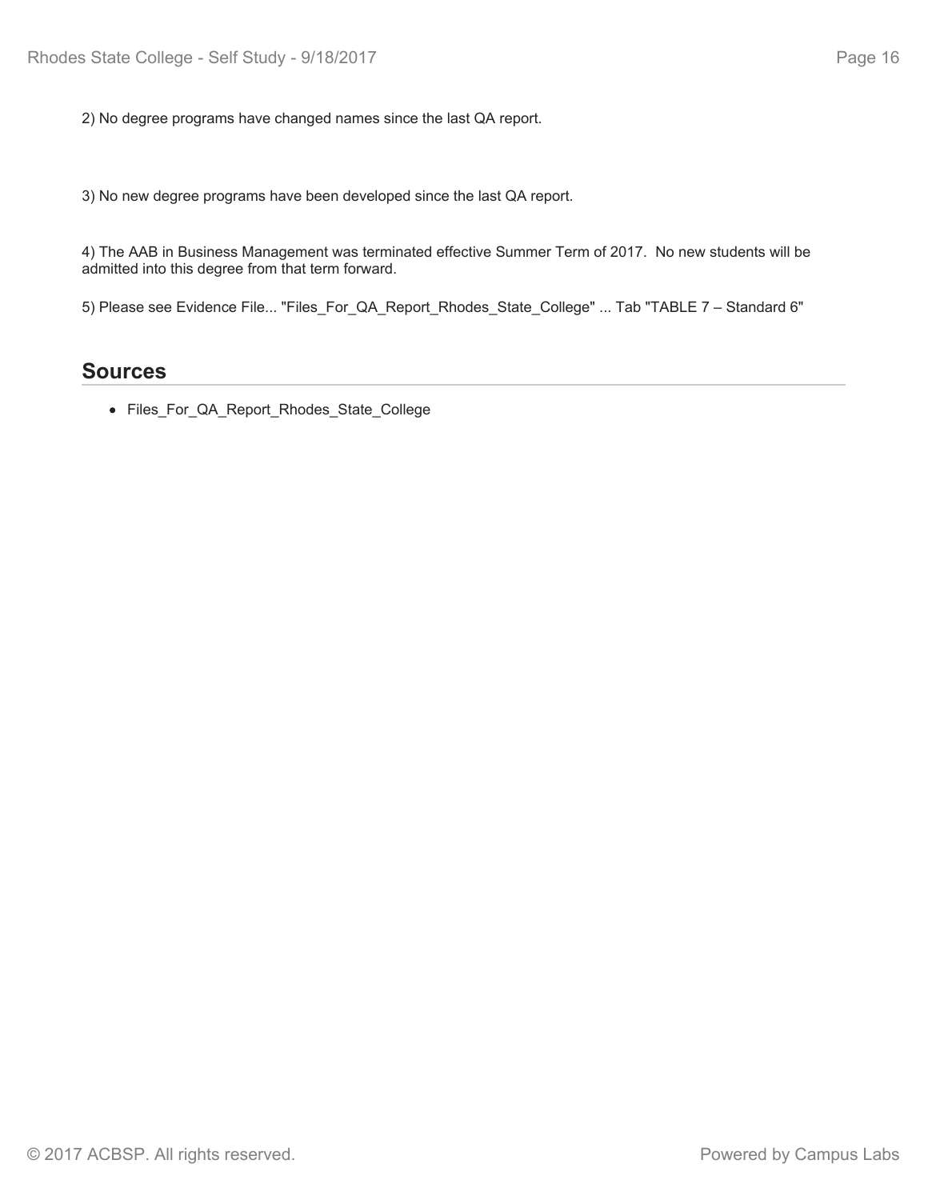2) No degree programs have changed names since the last QA report.

3) No new degree programs have been developed since the last QA report.

4) The AAB in Business Management was terminated effective Summer Term of 2017. No new students will be admitted into this degree from that term forward.

5) Please see Evidence File... "Files_For_QA_Report_Rhodes_State_College" ... Tab "TABLE 7 – Standard 6"

## Sources

- Files_For_QA_Report_Rhodes_State_College